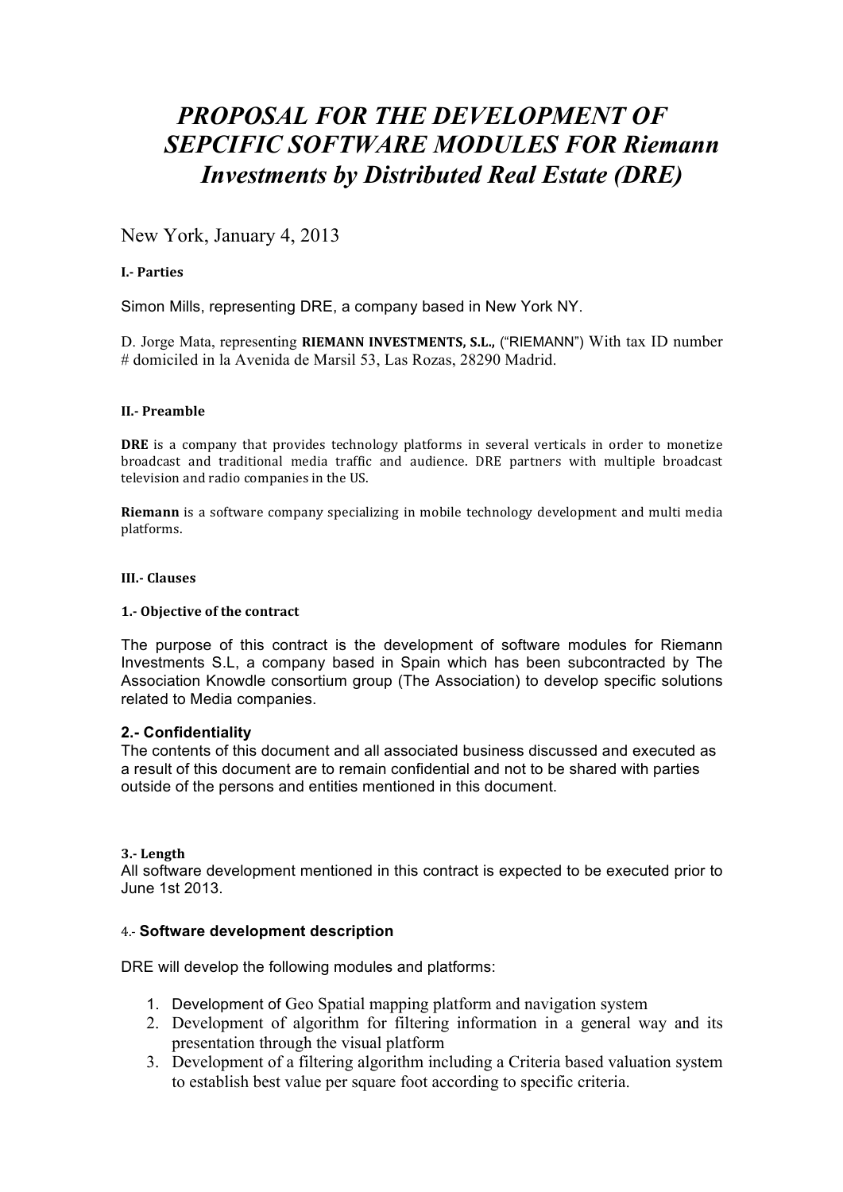# *PROPOSAL FOR THE DEVELOPMENT OF SEPCIFIC SOFTWARE MODULES FOR Riemann Investments by Distributed Real Estate (DRE)*

New York, January 4, 2013

**I.- Parties**

Simon Mills, representing DRE, a company based in New York NY.

D. Jorge Mata, representing **RIEMANN INVESTMENTS, S.L.,** ("RIEMANN") With tax ID number # domiciled in la Avenida de Marsil 53, Las Rozas, 28290 Madrid.

**II.- Preamble**

**DRE** is a company that provides technology platforms in several verticals in order to monetize broadcast and traditional media traffic and audience. DRE partners with multiple broadcast television and radio companies in the US.

**Riemann** is a software company specializing in mobile technology development and multi media platforms.

**III.- Clauses**

**1.- Objective of the contract**

The purpose of this contract is the development of software modules for Riemann Investments S.L, a company based in Spain which has been subcontracted by The Association Knowdle consortium group (The Association) to develop specific solutions related to Media companies.

**2.- Confidentiality**

The contents of this document and all associated business discussed and executed as a result of this document are to remain confidential and not to be shared with parties outside of the persons and entities mentioned in this document.

**3.- Length**

All software development mentioned in this contract is expected to be executed prior to June 1st 2013.

4.- **Software development description**

DRE will develop the following modules and platforms:

1. Development of Geo Spatial mapping platform and navigation system
2. Development of algorithm for filtering information in a general way and its presentation through the visual platform
3. Development of a filtering algorithm including a Criteria based valuation system to establish best value per square foot according to specific criteria.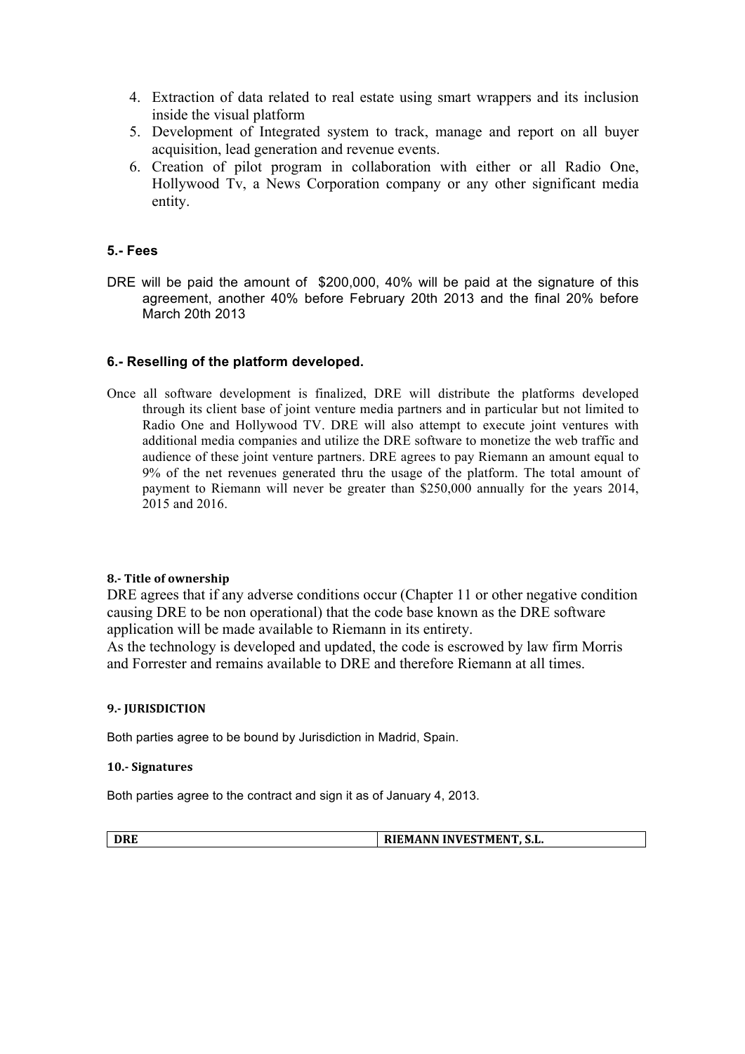4. Extraction of data related to real estate using smart wrappers and its inclusion inside the visual platform
5. Development of Integrated system to track, manage and report on all buyer acquisition, lead generation and revenue events.
6. Creation of pilot program in collaboration with either or all Radio One, Hollywood Tv, a News Corporation company or any other significant media entity.

### 5.- Fees

DRE will be paid the amount of $200,000, 40% will be paid at the signature of this agreement, another 40% before February 20th 2013 and the final 20% before March 20th 2013

### 6.- Reselling of the platform developed.

Once all software development is finalized, DRE will distribute the platforms developed through its client base of joint venture media partners and in particular but not limited to Radio One and Hollywood TV. DRE will also attempt to execute joint ventures with additional media companies and utilize the DRE software to monetize the web traffic and audience of these joint venture partners. DRE agrees to pay Riemann an amount equal to 9% of the net revenues generated thru the usage of the platform. The total amount of payment to Riemann will never be greater than $250,000 annually for the years 2014, 2015 and 2016.

### 8.- Title of ownership

DRE agrees that if any adverse conditions occur (Chapter 11 or other negative condition causing DRE to be non operational) that the code base known as the DRE software application will be made available to Riemann in its entirety.

As the technology is developed and updated, the code is escrowed by law firm Morris and Forrester and remains available to DRE and therefore Riemann at all times.

### 9.- JURISDICTION

Both parties agree to be bound by Jurisdiction in Madrid, Spain.

### 10.- Signatures

Both parties agree to the contract and sign it as of January 4, 2013.

| DRE | RIEMANN INVESTMENT, S.L. |
| --- | --- |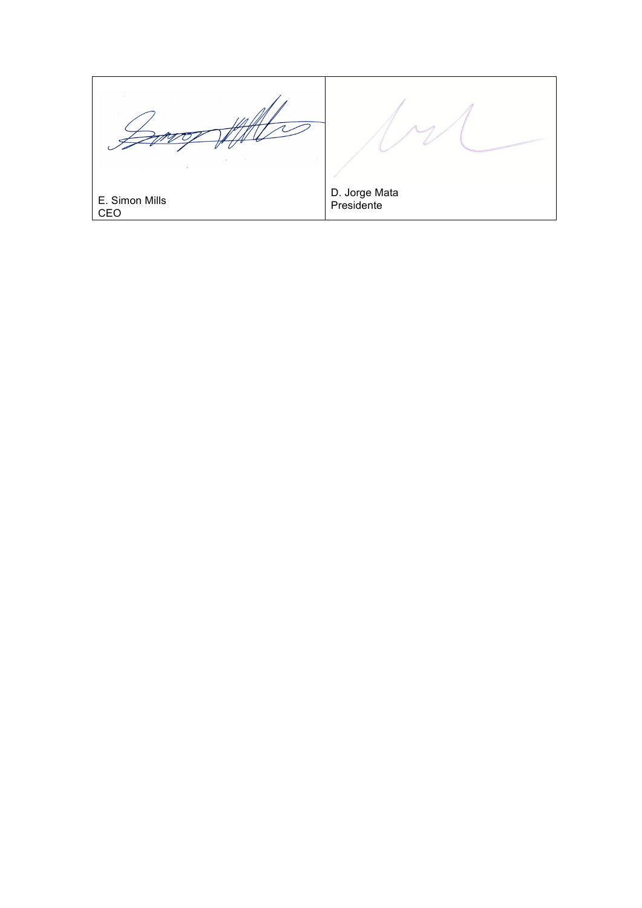| | |
|---|---|
| E. Simon Mills<br>CEO | D. Jorge Mata<br>Presidente |